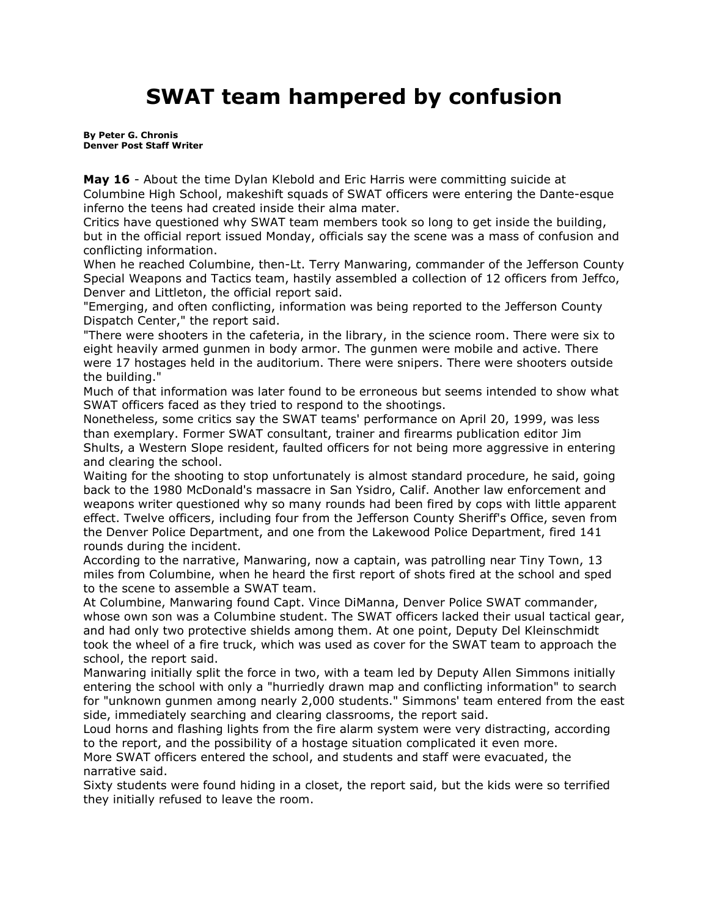# SWAT team hampered by confusion

**By Peter G. Chronis**
**Denver Post Staff Writer**

**May 16** - About the time Dylan Klebold and Eric Harris were committing suicide at Columbine High School, makeshift squads of SWAT officers were entering the Dante-esque inferno the teens had created inside their alma mater.

Critics have questioned why SWAT team members took so long to get inside the building, but in the official report issued Monday, officials say the scene was a mass of confusion and conflicting information.

When he reached Columbine, then-Lt. Terry Manwaring, commander of the Jefferson County Special Weapons and Tactics team, hastily assembled a collection of 12 officers from Jeffco, Denver and Littleton, the official report said.

"Emerging, and often conflicting, information was being reported to the Jefferson County Dispatch Center," the report said.

"There were shooters in the cafeteria, in the library, in the science room. There were six to eight heavily armed gunmen in body armor. The gunmen were mobile and active. There were 17 hostages held in the auditorium. There were snipers. There were shooters outside the building."

Much of that information was later found to be erroneous but seems intended to show what SWAT officers faced as they tried to respond to the shootings.

Nonetheless, some critics say the SWAT teams' performance on April 20, 1999, was less than exemplary. Former SWAT consultant, trainer and firearms publication editor Jim Shults, a Western Slope resident, faulted officers for not being more aggressive in entering and clearing the school.

Waiting for the shooting to stop unfortunately is almost standard procedure, he said, going back to the 1980 McDonald's massacre in San Ysidro, Calif. Another law enforcement and weapons writer questioned why so many rounds had been fired by cops with little apparent effect. Twelve officers, including four from the Jefferson County Sheriff's Office, seven from the Denver Police Department, and one from the Lakewood Police Department, fired 141 rounds during the incident.

According to the narrative, Manwaring, now a captain, was patrolling near Tiny Town, 13 miles from Columbine, when he heard the first report of shots fired at the school and sped to the scene to assemble a SWAT team.

At Columbine, Manwaring found Capt. Vince DiManna, Denver Police SWAT commander, whose own son was a Columbine student. The SWAT officers lacked their usual tactical gear, and had only two protective shields among them. At one point, Deputy Del Kleinschmidt took the wheel of a fire truck, which was used as cover for the SWAT team to approach the school, the report said.

Manwaring initially split the force in two, with a team led by Deputy Allen Simmons initially entering the school with only a "hurriedly drawn map and conflicting information" to search for "unknown gunmen among nearly 2,000 students." Simmons' team entered from the east side, immediately searching and clearing classrooms, the report said.

Loud horns and flashing lights from the fire alarm system were very distracting, according to the report, and the possibility of a hostage situation complicated it even more.

More SWAT officers entered the school, and students and staff were evacuated, the narrative said.

Sixty students were found hiding in a closet, the report said, but the kids were so terrified they initially refused to leave the room.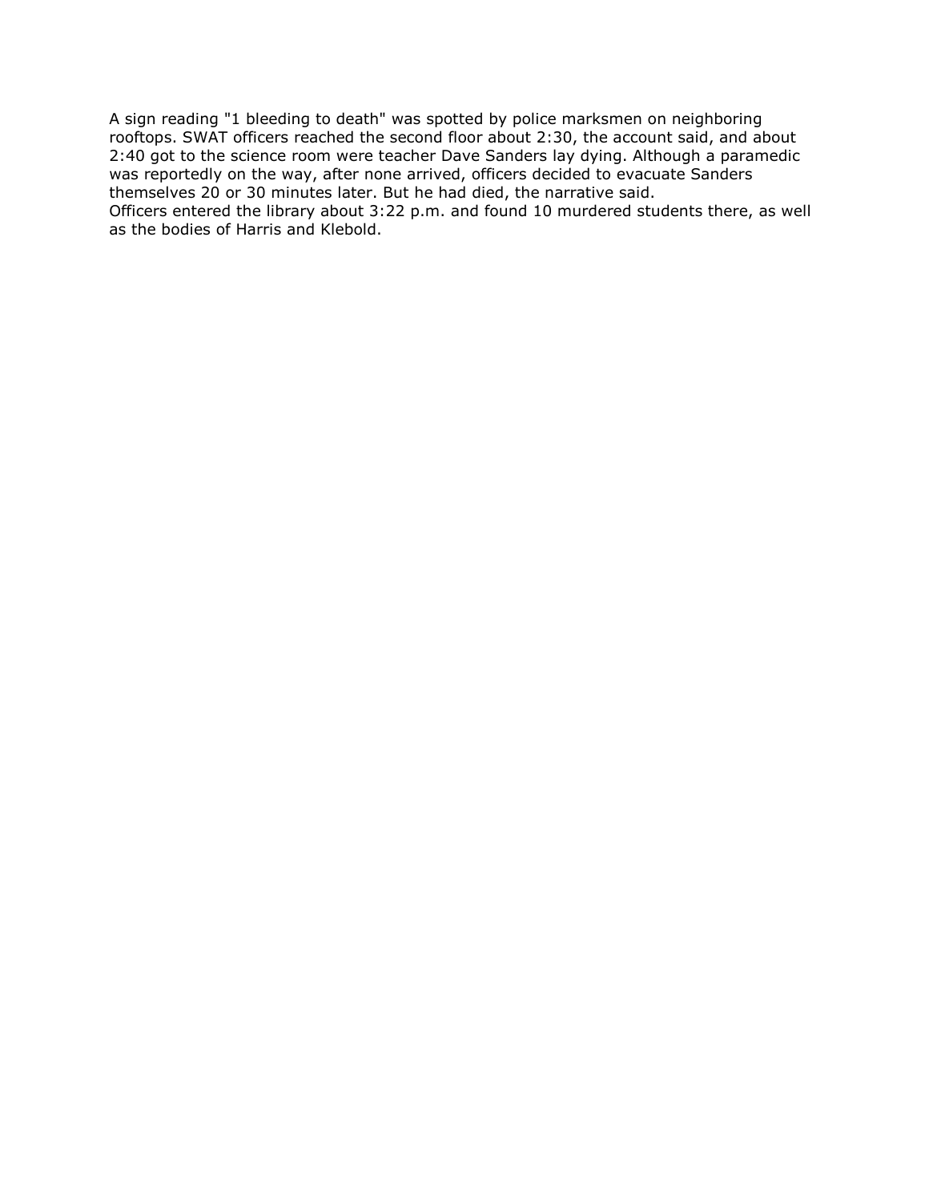A sign reading "1 bleeding to death" was spotted by police marksmen on neighboring rooftops. SWAT officers reached the second floor about 2:30, the account said, and about 2:40 got to the science room were teacher Dave Sanders lay dying. Although a paramedic was reportedly on the way, after none arrived, officers decided to evacuate Sanders themselves 20 or 30 minutes later. But he had died, the narrative said.

Officers entered the library about 3:22 p.m. and found 10 murdered students there, as well as the bodies of Harris and Klebold.